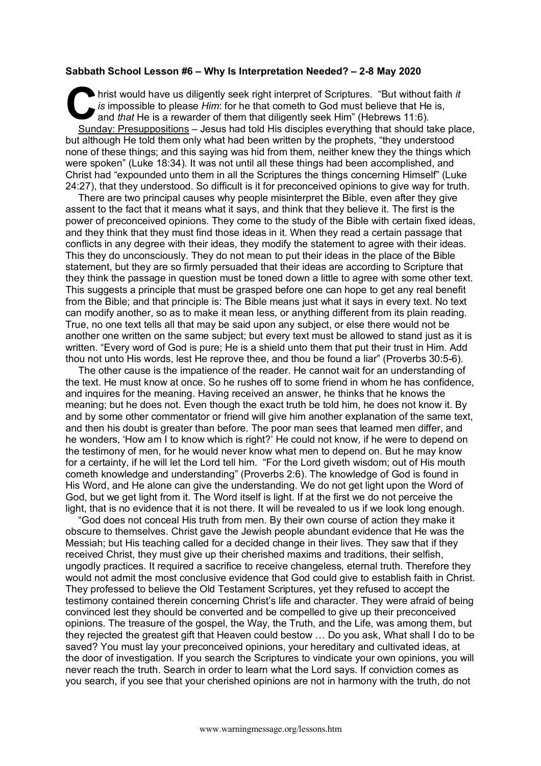**Sabbath School Lesson #6 – Why Is Interpretation Needed? – 2-8 May 2020**

Christ would have us diligently seek right interpret of Scriptures. "But without faith *it is* impossible to please *Him*: for he that cometh to God must believe that He is, and *that* He is a rewarder of them that diligently seek Him" (Hebrews 11:6).

Sunday: Presuppositions – Jesus had told His disciples everything that should take place, but although He told them only what had been written by the prophets, "they understood none of these things; and this saying was hid from them, neither knew they the things which were spoken" (Luke 18:34). It was not until all these things had been accomplished, and Christ had "expounded unto them in all the Scriptures the things concerning Himself" (Luke 24:27), that they understood. So difficult is it for preconceived opinions to give way for truth.

There are two principal causes why people misinterpret the Bible, even after they give assent to the fact that it means what it says, and think that they believe it. The first is the power of preconceived opinions. They come to the study of the Bible with certain fixed ideas, and they think that they must find those ideas in it. When they read a certain passage that conflicts in any degree with their ideas, they modify the statement to agree with their ideas. This they do unconsciously. They do not mean to put their ideas in the place of the Bible statement, but they are so firmly persuaded that their ideas are according to Scripture that they think the passage in question must be toned down a little to agree with some other text. This suggests a principle that must be grasped before one can hope to get any real benefit from the Bible; and that principle is: The Bible means just what it says in every text. No text can modify another, so as to make it mean less, or anything different from its plain reading. True, no one text tells all that may be said upon any subject, or else there would not be another one written on the same subject; but every text must be allowed to stand just as it is written. "Every word of God is pure; He is a shield unto them that put their trust in Him. Add thou not unto His words, lest He reprove thee, and thou be found a liar" (Proverbs 30:5-6).

The other cause is the impatience of the reader. He cannot wait for an understanding of the text. He must know at once. So he rushes off to some friend in whom he has confidence, and inquires for the meaning. Having received an answer, he thinks that he knows the meaning; but he does not. Even though the exact truth be told him, he does not know it. By and by some other commentator or friend will give him another explanation of the same text, and then his doubt is greater than before. The poor man sees that learned men differ, and he wonders, 'How am I to know which is right?' He could not know, if he were to depend on the testimony of men, for he would never know what men to depend on. But he may know for a certainty, if he will let the Lord tell him. "For the Lord giveth wisdom; out of His mouth cometh knowledge and understanding" (Proverbs 2:6). The knowledge of God is found in His Word, and He alone can give the understanding. We do not get light upon the Word of God, but we get light from it. The Word itself is light. If at the first we do not perceive the light, that is no evidence that it is not there. It will be revealed to us if we look long enough.

"God does not conceal His truth from men. By their own course of action they make it obscure to themselves. Christ gave the Jewish people abundant evidence that He was the Messiah; but His teaching called for a decided change in their lives. They saw that if they received Christ, they must give up their cherished maxims and traditions, their selfish, ungodly practices. It required a sacrifice to receive changeless, eternal truth. Therefore they would not admit the most conclusive evidence that God could give to establish faith in Christ. They professed to believe the Old Testament Scriptures, yet they refused to accept the testimony contained therein concerning Christ's life and character. They were afraid of being convinced lest they should be converted and be compelled to give up their preconceived opinions. The treasure of the gospel, the Way, the Truth, and the Life, was among them, but they rejected the greatest gift that Heaven could bestow … Do you ask, What shall I do to be saved? You must lay your preconceived opinions, your hereditary and cultivated ideas, at the door of investigation. If you search the Scriptures to vindicate your own opinions, you will never reach the truth. Search in order to learn what the Lord says. If conviction comes as you search, if you see that your cherished opinions are not in harmony with the truth, do not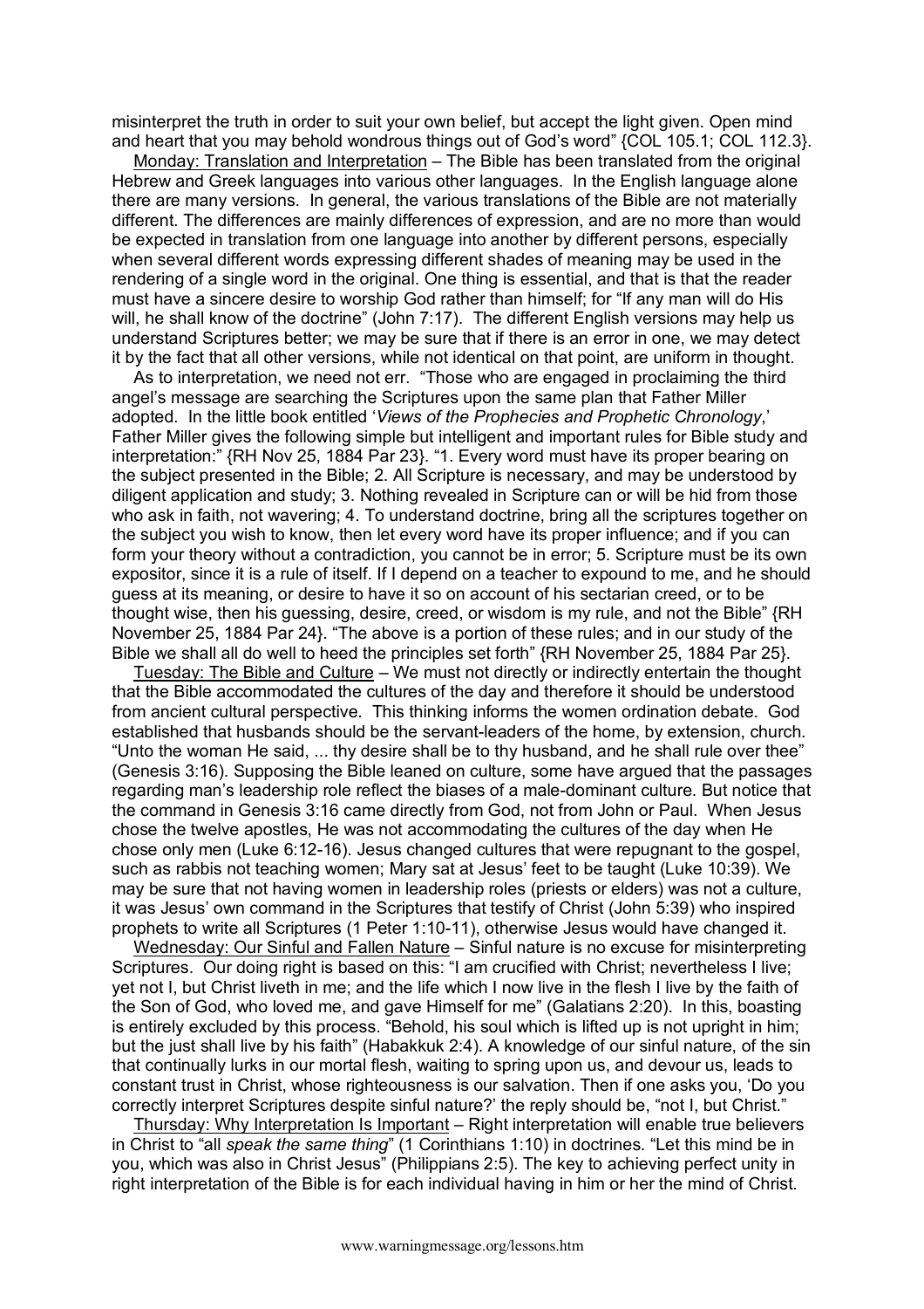misinterpret the truth in order to suit your own belief, but accept the light given. Open mind and heart that you may behold wondrous things out of God's word" {COL 105.1; COL 112.3}.

Monday: Translation and Interpretation – The Bible has been translated from the original Hebrew and Greek languages into various other languages. In the English language alone there are many versions. In general, the various translations of the Bible are not materially different. The differences are mainly differences of expression, and are no more than would be expected in translation from one language into another by different persons, especially when several different words expressing different shades of meaning may be used in the rendering of a single word in the original. One thing is essential, and that is that the reader must have a sincere desire to worship God rather than himself; for "If any man will do His will, he shall know of the doctrine" (John 7:17). The different English versions may help us understand Scriptures better; we may be sure that if there is an error in one, we may detect it by the fact that all other versions, while not identical on that point, are uniform in thought.

As to interpretation, we need not err. "Those who are engaged in proclaiming the third angel's message are searching the Scriptures upon the same plan that Father Miller adopted. In the little book entitled '*Views of the Prophecies and Prophetic Chronology*,' Father Miller gives the following simple but intelligent and important rules for Bible study and interpretation:" {RH Nov 25, 1884 Par 23}. "1. Every word must have its proper bearing on the subject presented in the Bible; 2. All Scripture is necessary, and may be understood by diligent application and study; 3. Nothing revealed in Scripture can or will be hid from those who ask in faith, not wavering; 4. To understand doctrine, bring all the scriptures together on the subject you wish to know, then let every word have its proper influence; and if you can form your theory without a contradiction, you cannot be in error; 5. Scripture must be its own expositor, since it is a rule of itself. If I depend on a teacher to expound to me, and he should guess at its meaning, or desire to have it so on account of his sectarian creed, or to be thought wise, then his guessing, desire, creed, or wisdom is my rule, and not the Bible" {RH November 25, 1884 Par 24}. "The above is a portion of these rules; and in our study of the Bible we shall all do well to heed the principles set forth" {RH November 25, 1884 Par 25}.

Tuesday: The Bible and Culture – We must not directly or indirectly entertain the thought that the Bible accommodated the cultures of the day and therefore it should be understood from ancient cultural perspective. This thinking informs the women ordination debate. God established that husbands should be the servant-leaders of the home, by extension, church. "Unto the woman He said, ... thy desire shall be to thy husband, and he shall rule over thee" (Genesis 3:16). Supposing the Bible leaned on culture, some have argued that the passages regarding man's leadership role reflect the biases of a male-dominant culture. But notice that the command in Genesis 3:16 came directly from God, not from John or Paul. When Jesus chose the twelve apostles, He was not accommodating the cultures of the day when He chose only men (Luke 6:12-16). Jesus changed cultures that were repugnant to the gospel, such as rabbis not teaching women; Mary sat at Jesus' feet to be taught (Luke 10:39). We may be sure that not having women in leadership roles (priests or elders) was not a culture, it was Jesus' own command in the Scriptures that testify of Christ (John 5:39) who inspired prophets to write all Scriptures (1 Peter 1:10-11), otherwise Jesus would have changed it.

Wednesday: Our Sinful and Fallen Nature – Sinful nature is no excuse for misinterpreting Scriptures. Our doing right is based on this: "I am crucified with Christ; nevertheless I live; yet not I, but Christ liveth in me; and the life which I now live in the flesh I live by the faith of the Son of God, who loved me, and gave Himself for me" (Galatians 2:20). In this, boasting is entirely excluded by this process. "Behold, his soul which is lifted up is not upright in him; but the just shall live by his faith" (Habakkuk 2:4). A knowledge of our sinful nature, of the sin that continually lurks in our mortal flesh, waiting to spring upon us, and devour us, leads to constant trust in Christ, whose righteousness is our salvation. Then if one asks you, 'Do you correctly interpret Scriptures despite sinful nature?' the reply should be, "not I, but Christ."

Thursday: Why Interpretation Is Important – Right interpretation will enable true believers in Christ to "all *speak the same thing*" (1 Corinthians 1:10) in doctrines. "Let this mind be in you, which was also in Christ Jesus" (Philippians 2:5). The key to achieving perfect unity in right interpretation of the Bible is for each individual having in him or her the mind of Christ.